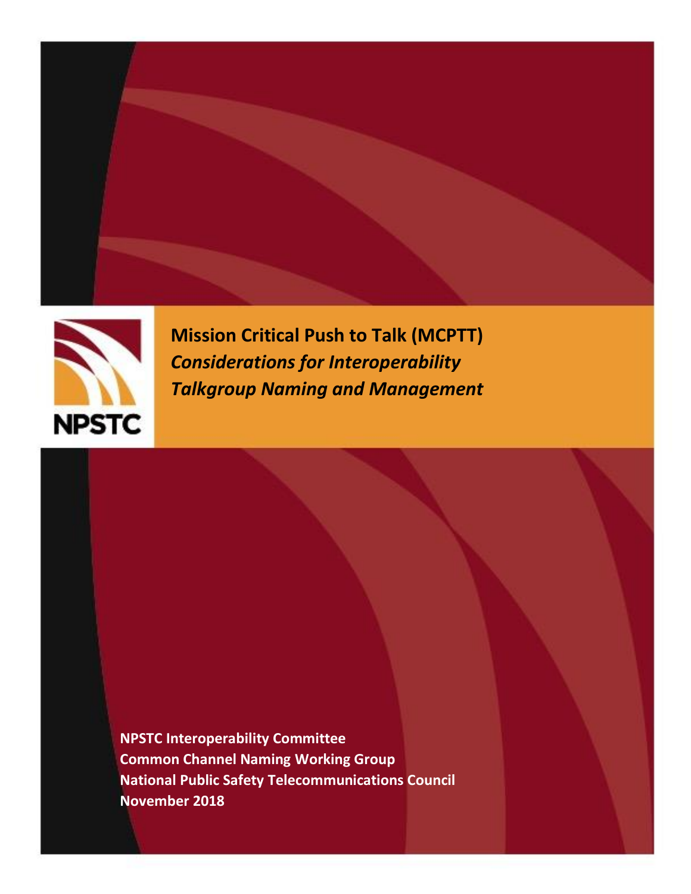# Mission Critical Push to Talk (MCPTT)

## *Considerations for Interoperability Talkgroup Naming and Management*

**NPSTC Interoperability Committee**
**Common Channel Naming Working Group**
**National Public Safety Telecommunications Council**
**November 2018**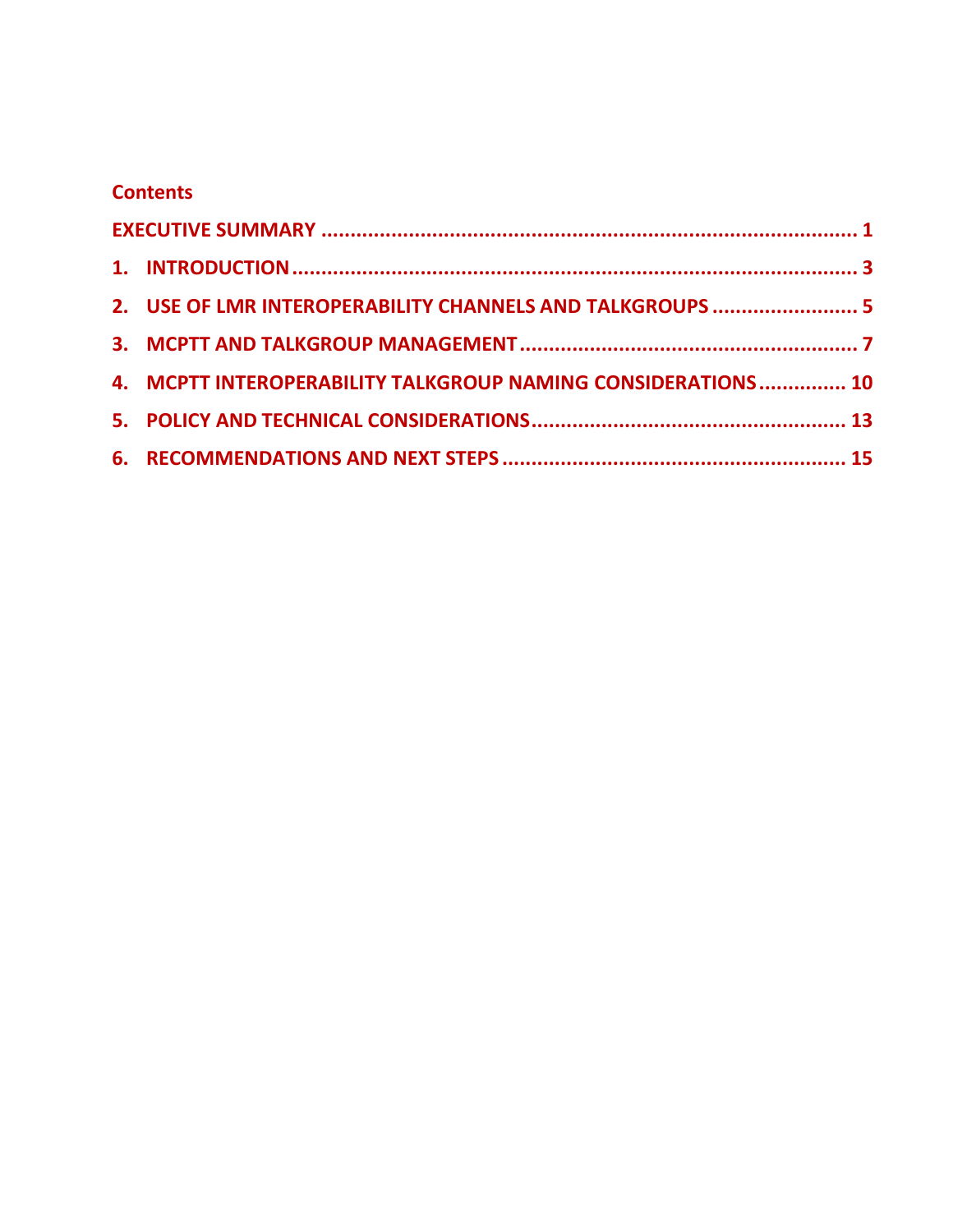## Contents

EXECUTIVE SUMMARY ............................................................................................ 1

1. INTRODUCTION ................................................................................................ 3

2. USE OF LMR INTEROPERABILITY CHANNELS AND TALKGROUPS ......................... 5

3. MCPTT AND TALKGROUP MANAGEMENT ............................................................ 7

4. MCPTT INTEROPERABILITY TALKGROUP NAMING CONSIDERATIONS ............... 10

5. POLICY AND TECHNICAL CONSIDERATIONS ...................................................... 13

6. RECOMMENDATIONS AND NEXT STEPS ............................................................ 15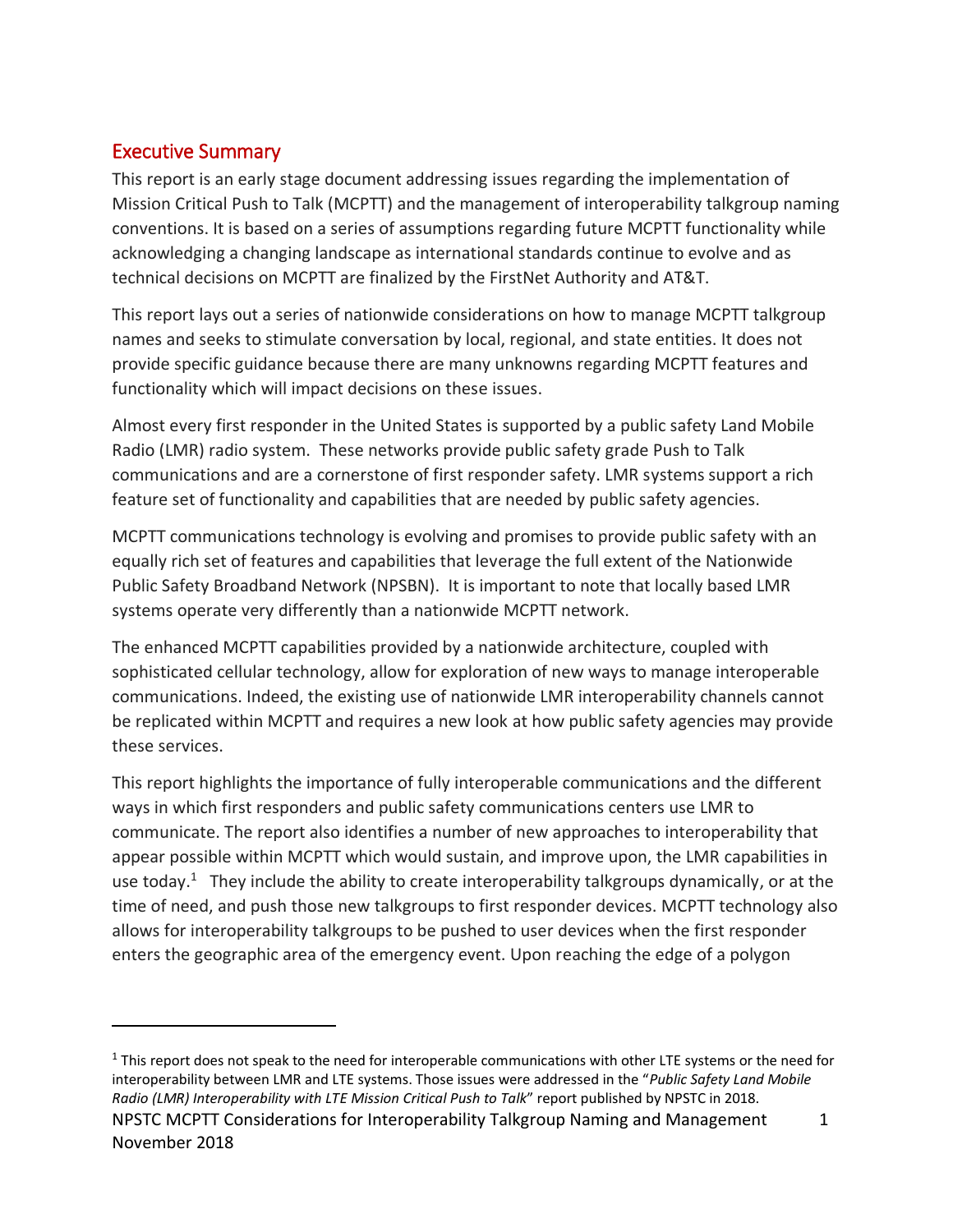## Executive Summary

This report is an early stage document addressing issues regarding the implementation of Mission Critical Push to Talk (MCPTT) and the management of interoperability talkgroup naming conventions. It is based on a series of assumptions regarding future MCPTT functionality while acknowledging a changing landscape as international standards continue to evolve and as technical decisions on MCPTT are finalized by the FirstNet Authority and AT&T.

This report lays out a series of nationwide considerations on how to manage MCPTT talkgroup names and seeks to stimulate conversation by local, regional, and state entities. It does not provide specific guidance because there are many unknowns regarding MCPTT features and functionality which will impact decisions on these issues.

Almost every first responder in the United States is supported by a public safety Land Mobile Radio (LMR) radio system. These networks provide public safety grade Push to Talk communications and are a cornerstone of first responder safety. LMR systems support a rich feature set of functionality and capabilities that are needed by public safety agencies.

MCPTT communications technology is evolving and promises to provide public safety with an equally rich set of features and capabilities that leverage the full extent of the Nationwide Public Safety Broadband Network (NPSBN). It is important to note that locally based LMR systems operate very differently than a nationwide MCPTT network.

The enhanced MCPTT capabilities provided by a nationwide architecture, coupled with sophisticated cellular technology, allow for exploration of new ways to manage interoperable communications. Indeed, the existing use of nationwide LMR interoperability channels cannot be replicated within MCPTT and requires a new look at how public safety agencies may provide these services.

This report highlights the importance of fully interoperable communications and the different ways in which first responders and public safety communications centers use LMR to communicate. The report also identifies a number of new approaches to interoperability that appear possible within MCPTT which would sustain, and improve upon, the LMR capabilities in use today.[1] They include the ability to create interoperability talkgroups dynamically, or at the time of need, and push those new talkgroups to first responder devices. MCPTT technology also allows for interoperability talkgroups to be pushed to user devices when the first responder enters the geographic area of the emergency event. Upon reaching the edge of a polygon

[1] This report does not speak to the need for interoperable communications with other LTE systems or the need for interoperability between LMR and LTE systems. Those issues were addressed in the "*Public Safety Land Mobile Radio (LMR) Interoperability with LTE Mission Critical Push to Talk*" report published by NPSTC in 2018.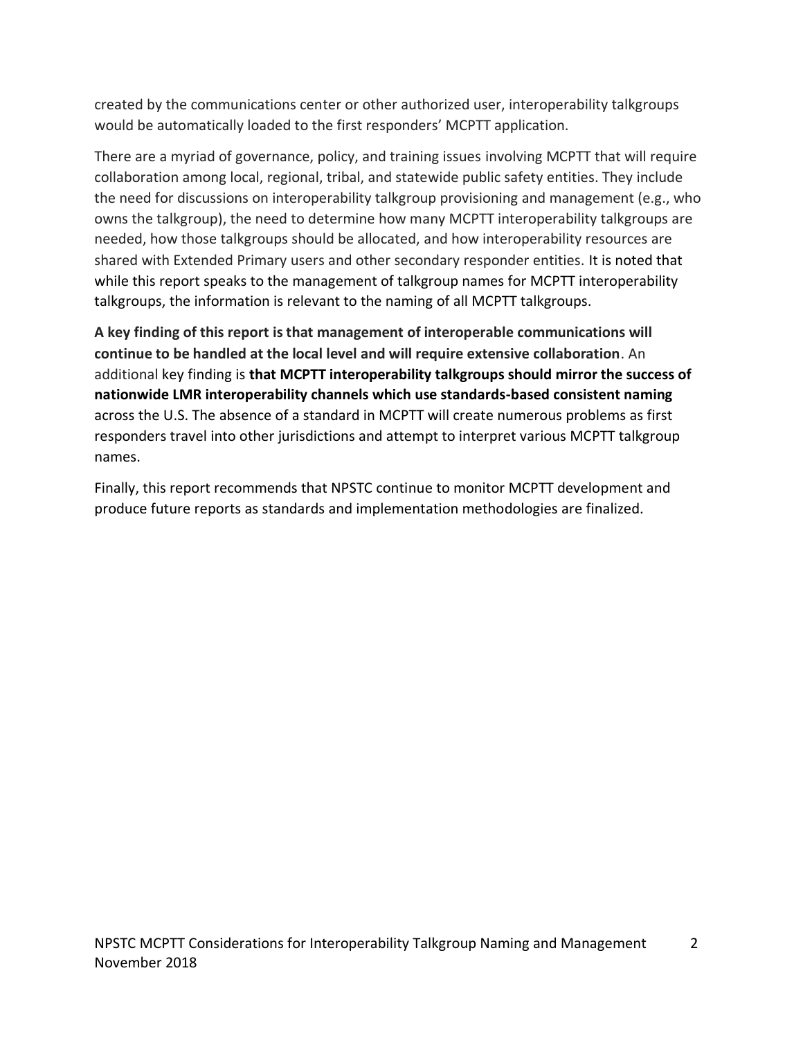created by the communications center or other authorized user, interoperability talkgroups would be automatically loaded to the first responders' MCPTT application.

There are a myriad of governance, policy, and training issues involving MCPTT that will require collaboration among local, regional, tribal, and statewide public safety entities. They include the need for discussions on interoperability talkgroup provisioning and management (e.g., who owns the talkgroup), the need to determine how many MCPTT interoperability talkgroups are needed, how those talkgroups should be allocated, and how interoperability resources are shared with Extended Primary users and other secondary responder entities. It is noted that while this report speaks to the management of talkgroup names for MCPTT interoperability talkgroups, the information is relevant to the naming of all MCPTT talkgroups.

**A key finding of this report is that management of interoperable communications will continue to be handled at the local level and will require extensive collaboration**. An additional key finding is **that MCPTT interoperability talkgroups should mirror the success of nationwide LMR interoperability channels which use standards-based consistent naming** across the U.S. The absence of a standard in MCPTT will create numerous problems as first responders travel into other jurisdictions and attempt to interpret various MCPTT talkgroup names.

Finally, this report recommends that NPSTC continue to monitor MCPTT development and produce future reports as standards and implementation methodologies are finalized.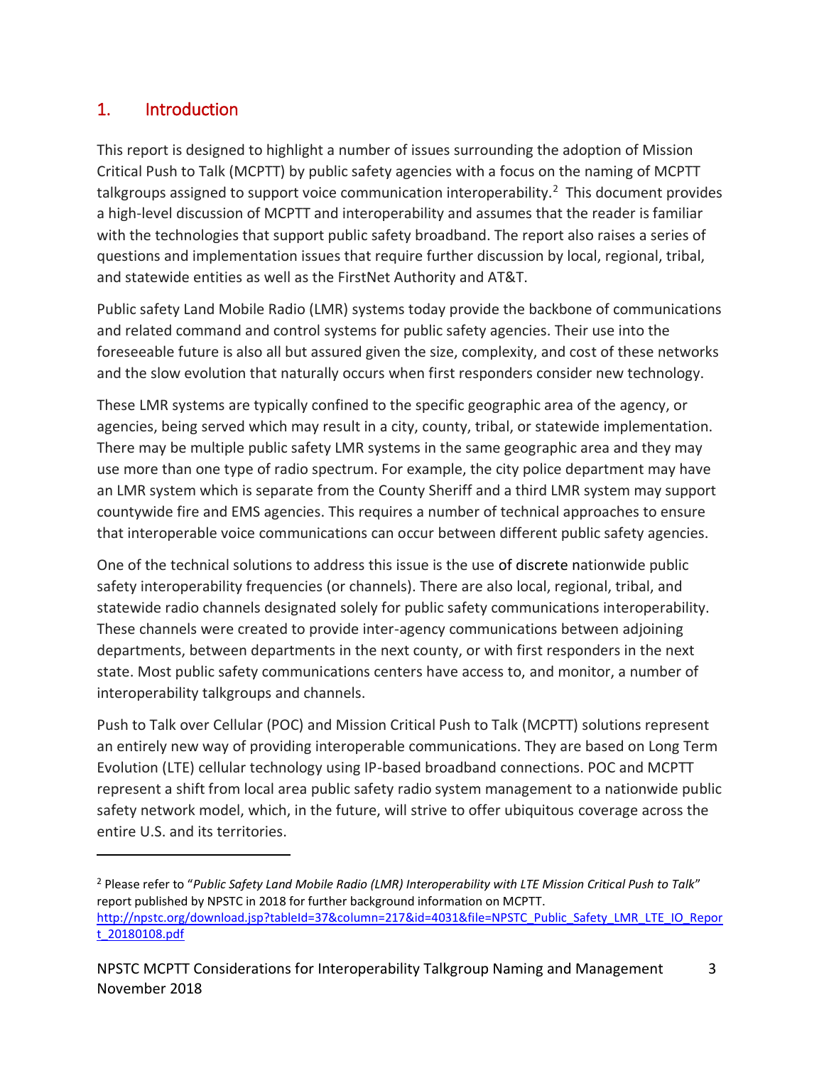# 1. Introduction

This report is designed to highlight a number of issues surrounding the adoption of Mission Critical Push to Talk (MCPTT) by public safety agencies with a focus on the naming of MCPTT talkgroups assigned to support voice communication interoperability.[2] This document provides a high-level discussion of MCPTT and interoperability and assumes that the reader is familiar with the technologies that support public safety broadband. The report also raises a series of questions and implementation issues that require further discussion by local, regional, tribal, and statewide entities as well as the FirstNet Authority and AT&T.

Public safety Land Mobile Radio (LMR) systems today provide the backbone of communications and related command and control systems for public safety agencies. Their use into the foreseeable future is also all but assured given the size, complexity, and cost of these networks and the slow evolution that naturally occurs when first responders consider new technology.

These LMR systems are typically confined to the specific geographic area of the agency, or agencies, being served which may result in a city, county, tribal, or statewide implementation. There may be multiple public safety LMR systems in the same geographic area and they may use more than one type of radio spectrum. For example, the city police department may have an LMR system which is separate from the County Sheriff and a third LMR system may support countywide fire and EMS agencies. This requires a number of technical approaches to ensure that interoperable voice communications can occur between different public safety agencies.

One of the technical solutions to address this issue is the use of discrete nationwide public safety interoperability frequencies (or channels). There are also local, regional, tribal, and statewide radio channels designated solely for public safety communications interoperability. These channels were created to provide inter-agency communications between adjoining departments, between departments in the next county, or with first responders in the next state. Most public safety communications centers have access to, and monitor, a number of interoperability talkgroups and channels.

Push to Talk over Cellular (POC) and Mission Critical Push to Talk (MCPTT) solutions represent an entirely new way of providing interoperable communications. They are based on Long Term Evolution (LTE) cellular technology using IP-based broadband connections. POC and MCPTT represent a shift from local area public safety radio system management to a nationwide public safety network model, which, in the future, will strive to offer ubiquitous coverage across the entire U.S. and its territories.

---

[2] Please refer to "*Public Safety Land Mobile Radio (LMR) Interoperability with LTE Mission Critical Push to Talk*" report published by NPSTC in 2018 for further background information on MCPTT. http://npstc.org/download.jsp?tableId=37&column=217&id=4031&file=NPSTC_Public_Safety_LMR_LTE_IO_Report_20180108.pdf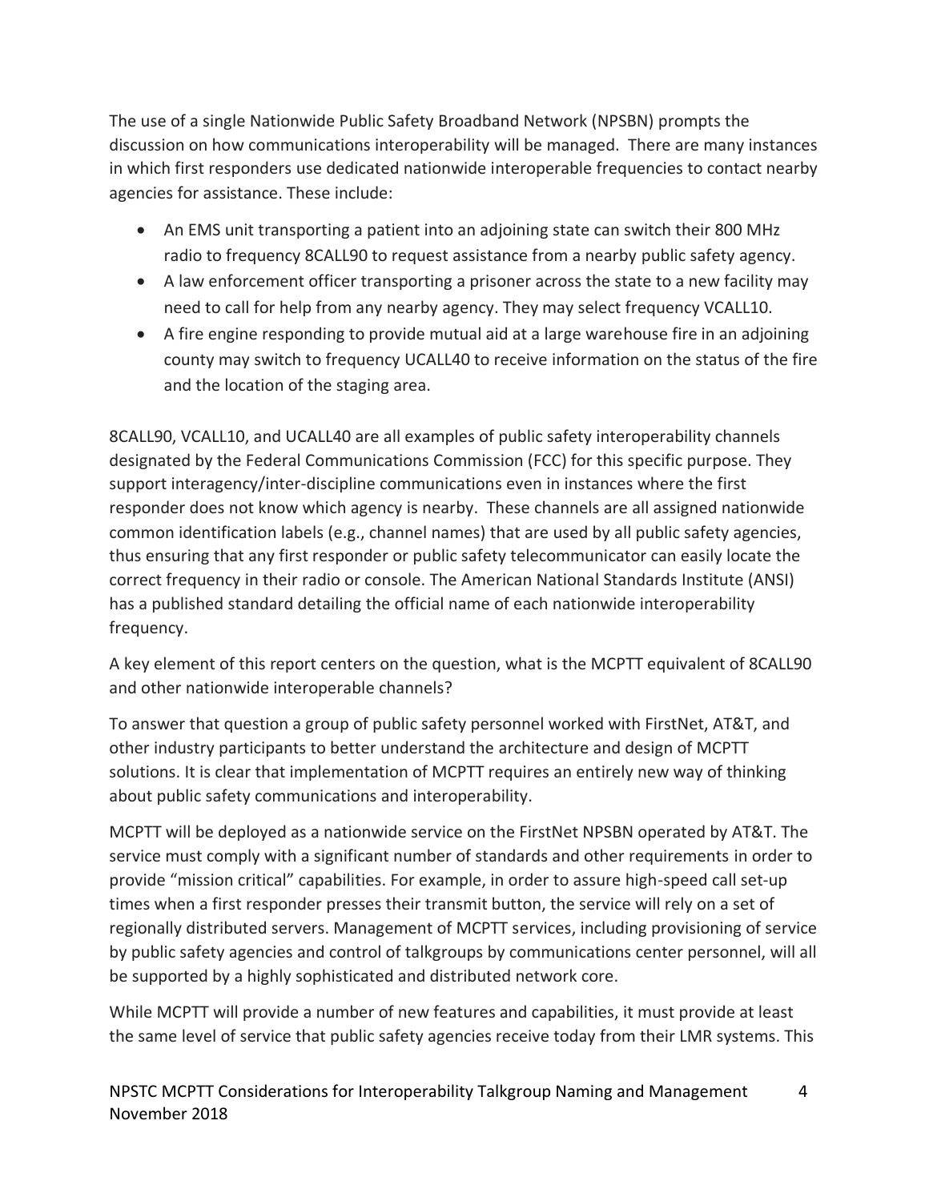The use of a single Nationwide Public Safety Broadband Network (NPSBN) prompts the discussion on how communications interoperability will be managed. There are many instances in which first responders use dedicated nationwide interoperable frequencies to contact nearby agencies for assistance. These include:

- An EMS unit transporting a patient into an adjoining state can switch their 800 MHz radio to frequency 8CALL90 to request assistance from a nearby public safety agency.
- A law enforcement officer transporting a prisoner across the state to a new facility may need to call for help from any nearby agency. They may select frequency VCALL10.
- A fire engine responding to provide mutual aid at a large warehouse fire in an adjoining county may switch to frequency UCALL40 to receive information on the status of the fire and the location of the staging area.

8CALL90, VCALL10, and UCALL40 are all examples of public safety interoperability channels designated by the Federal Communications Commission (FCC) for this specific purpose. They support interagency/inter-discipline communications even in instances where the first responder does not know which agency is nearby. These channels are all assigned nationwide common identification labels (e.g., channel names) that are used by all public safety agencies, thus ensuring that any first responder or public safety telecommunicator can easily locate the correct frequency in their radio or console. The American National Standards Institute (ANSI) has a published standard detailing the official name of each nationwide interoperability frequency.

A key element of this report centers on the question, what is the MCPTT equivalent of 8CALL90 and other nationwide interoperable channels?

To answer that question a group of public safety personnel worked with FirstNet, AT&T, and other industry participants to better understand the architecture and design of MCPTT solutions. It is clear that implementation of MCPTT requires an entirely new way of thinking about public safety communications and interoperability.

MCPTT will be deployed as a nationwide service on the FirstNet NPSBN operated by AT&T. The service must comply with a significant number of standards and other requirements in order to provide "mission critical" capabilities. For example, in order to assure high-speed call set-up times when a first responder presses their transmit button, the service will rely on a set of regionally distributed servers. Management of MCPTT services, including provisioning of service by public safety agencies and control of talkgroups by communications center personnel, will all be supported by a highly sophisticated and distributed network core.

While MCPTT will provide a number of new features and capabilities, it must provide at least the same level of service that public safety agencies receive today from their LMR systems. This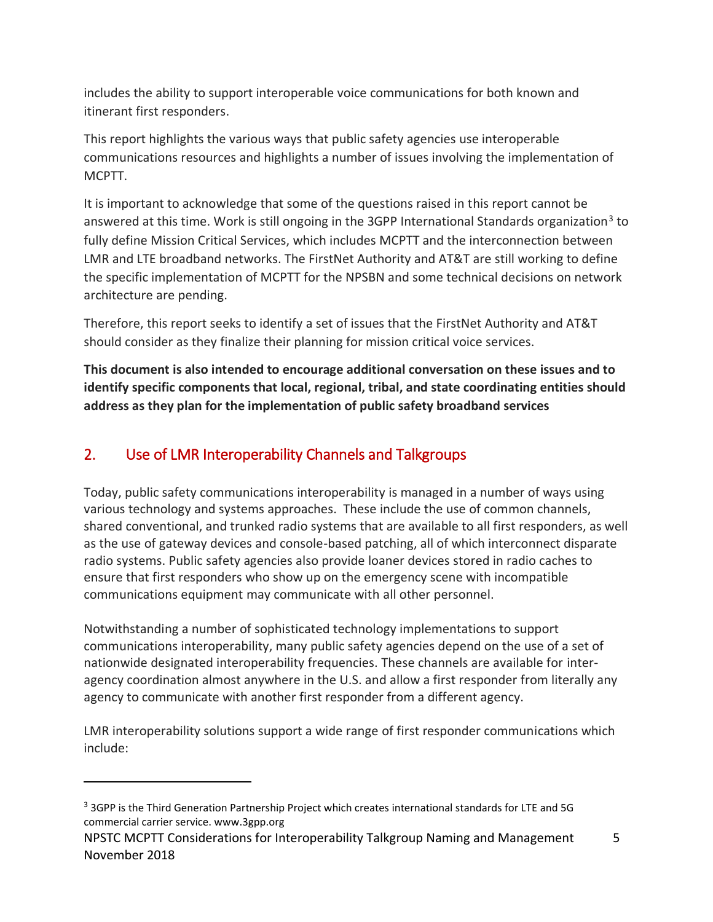includes the ability to support interoperable voice communications for both known and itinerant first responders.

This report highlights the various ways that public safety agencies use interoperable communications resources and highlights a number of issues involving the implementation of MCPTT.

It is important to acknowledge that some of the questions raised in this report cannot be answered at this time. Work is still ongoing in the 3GPP International Standards organization[3] to fully define Mission Critical Services, which includes MCPTT and the interconnection between LMR and LTE broadband networks. The FirstNet Authority and AT&T are still working to define the specific implementation of MCPTT for the NPSBN and some technical decisions on network architecture are pending.

Therefore, this report seeks to identify a set of issues that the FirstNet Authority and AT&T should consider as they finalize their planning for mission critical voice services.

**This document is also intended to encourage additional conversation on these issues and to identify specific components that local, regional, tribal, and state coordinating entities should address as they plan for the implementation of public safety broadband services**

## 2. Use of LMR Interoperability Channels and Talkgroups

Today, public safety communications interoperability is managed in a number of ways using various technology and systems approaches. These include the use of common channels, shared conventional, and trunked radio systems that are available to all first responders, as well as the use of gateway devices and console-based patching, all of which interconnect disparate radio systems. Public safety agencies also provide loaner devices stored in radio caches to ensure that first responders who show up on the emergency scene with incompatible communications equipment may communicate with all other personnel.

Notwithstanding a number of sophisticated technology implementations to support communications interoperability, many public safety agencies depend on the use of a set of nationwide designated interoperability frequencies. These channels are available for inter-agency coordination almost anywhere in the U.S. and allow a first responder from literally any agency to communicate with another first responder from a different agency.

LMR interoperability solutions support a wide range of first responder communications which include:

[3] 3GPP is the Third Generation Partnership Project which creates international standards for LTE and 5G commercial carrier service. www.3gpp.org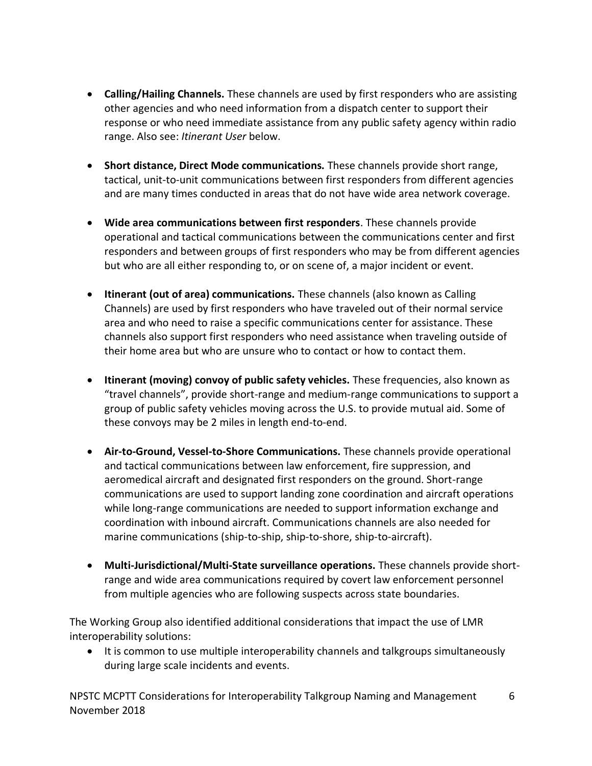- **Calling/Hailing Channels.** These channels are used by first responders who are assisting other agencies and who need information from a dispatch center to support their response or who need immediate assistance from any public safety agency within radio range. Also see: *Itinerant User* below.

- **Short distance, Direct Mode communications.** These channels provide short range, tactical, unit-to-unit communications between first responders from different agencies and are many times conducted in areas that do not have wide area network coverage.

- **Wide area communications between first responders**. These channels provide operational and tactical communications between the communications center and first responders and between groups of first responders who may be from different agencies but who are all either responding to, or on scene of, a major incident or event.

- **Itinerant (out of area) communications.** These channels (also known as Calling Channels) are used by first responders who have traveled out of their normal service area and who need to raise a specific communications center for assistance. These channels also support first responders who need assistance when traveling outside of their home area but who are unsure who to contact or how to contact them.

- **Itinerant (moving) convoy of public safety vehicles.** These frequencies, also known as "travel channels", provide short-range and medium-range communications to support a group of public safety vehicles moving across the U.S. to provide mutual aid. Some of these convoys may be 2 miles in length end-to-end.

- **Air-to-Ground, Vessel-to-Shore Communications.** These channels provide operational and tactical communications between law enforcement, fire suppression, and aeromedical aircraft and designated first responders on the ground. Short-range communications are used to support landing zone coordination and aircraft operations while long-range communications are needed to support information exchange and coordination with inbound aircraft. Communications channels are also needed for marine communications (ship-to-ship, ship-to-shore, ship-to-aircraft).

- **Multi-Jurisdictional/Multi-State surveillance operations.** These channels provide short-range and wide area communications required by covert law enforcement personnel from multiple agencies who are following suspects across state boundaries.

The Working Group also identified additional considerations that impact the use of LMR interoperability solutions:

- It is common to use multiple interoperability channels and talkgroups simultaneously during large scale incidents and events.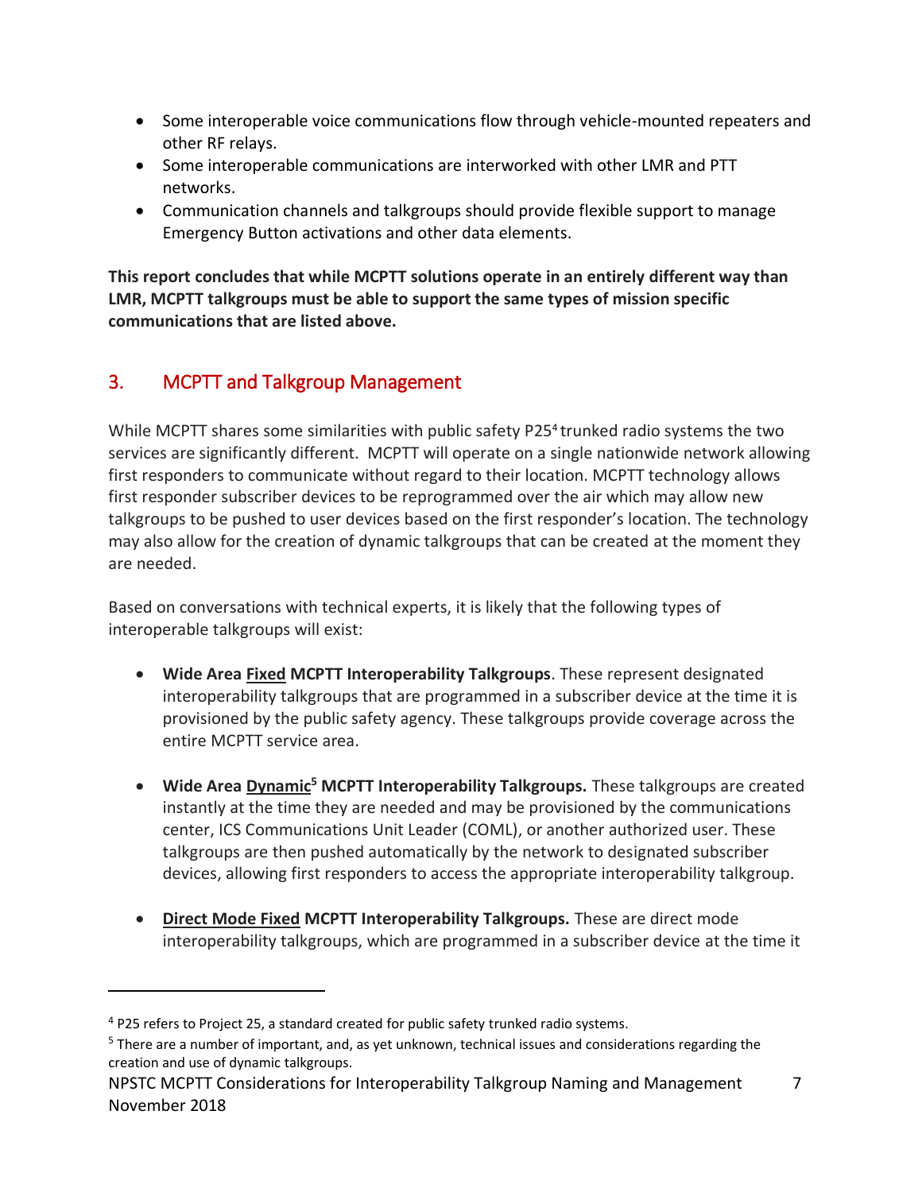- Some interoperable voice communications flow through vehicle-mounted repeaters and other RF relays.
- Some interoperable communications are interworked with other LMR and PTT networks.
- Communication channels and talkgroups should provide flexible support to manage Emergency Button activations and other data elements.

**This report concludes that while MCPTT solutions operate in an entirely different way than LMR, MCPTT talkgroups must be able to support the same types of mission specific communications that are listed above.**

## 3. MCPTT and Talkgroup Management

While MCPTT shares some similarities with public safety P25[4] trunked radio systems the two services are significantly different. MCPTT will operate on a single nationwide network allowing first responders to communicate without regard to their location. MCPTT technology allows first responder subscriber devices to be reprogrammed over the air which may allow new talkgroups to be pushed to user devices based on the first responder's location. The technology may also allow for the creation of dynamic talkgroups that can be created at the moment they are needed.

Based on conversations with technical experts, it is likely that the following types of interoperable talkgroups will exist:

- **Wide Area <u>Fixed</u> MCPTT Interoperability Talkgroups**. These represent designated interoperability talkgroups that are programmed in a subscriber device at the time it is provisioned by the public safety agency. These talkgroups provide coverage across the entire MCPTT service area.

- **Wide Area <u>Dynamic</u>[5] MCPTT Interoperability Talkgroups.** These talkgroups are created instantly at the time they are needed and may be provisioned by the communications center, ICS Communications Unit Leader (COML), or another authorized user. These talkgroups are then pushed automatically by the network to designated subscriber devices, allowing first responders to access the appropriate interoperability talkgroup.

- **<u>Direct Mode Fixed</u> MCPTT Interoperability Talkgroups.** These are direct mode interoperability talkgroups, which are programmed in a subscriber device at the time it

[4] P25 refers to Project 25, a standard created for public safety trunked radio systems.

[5] There are a number of important, and, as yet unknown, technical issues and considerations regarding the creation and use of dynamic talkgroups.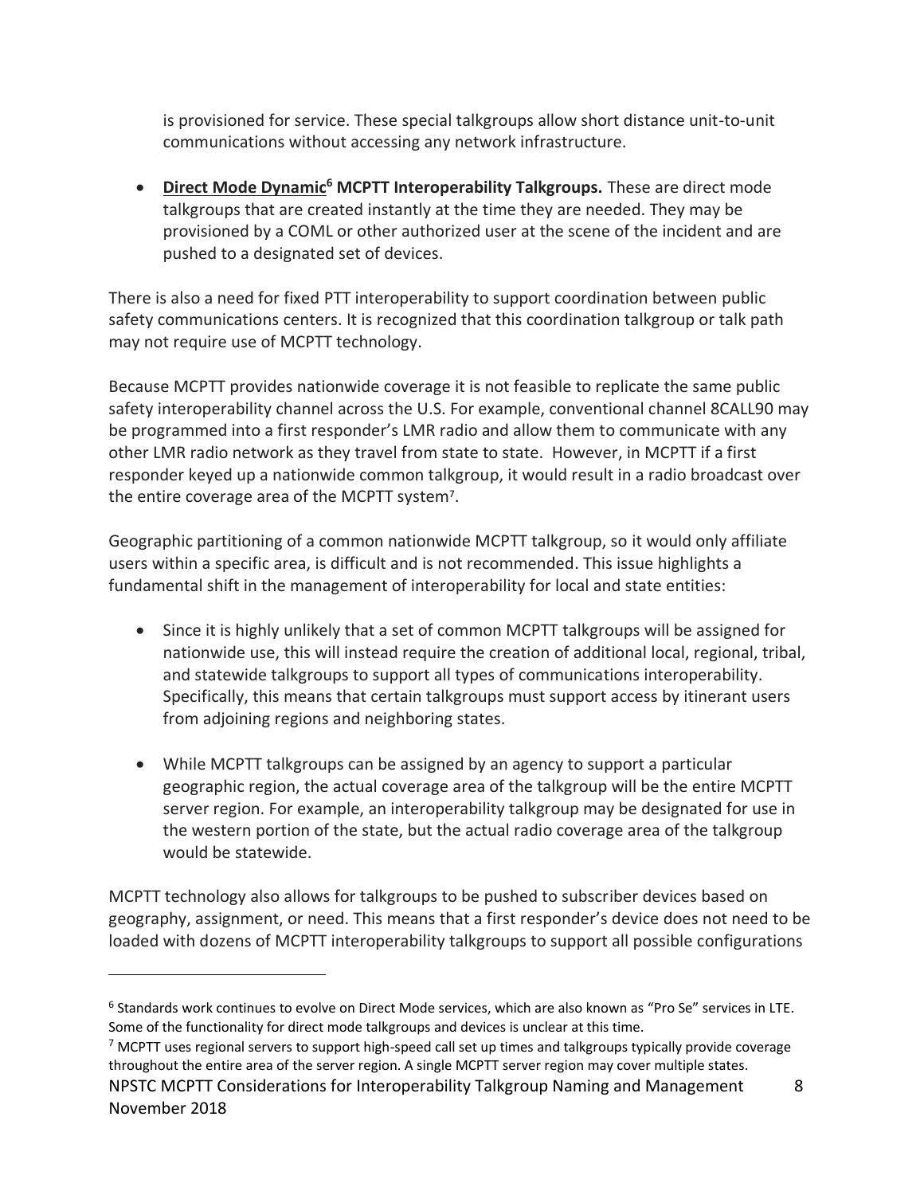is provisioned for service. These special talkgroups allow short distance unit-to-unit communications without accessing any network infrastructure.

- **Direct Mode Dynamic[6] MCPTT Interoperability Talkgroups.** These are direct mode talkgroups that are created instantly at the time they are needed. They may be provisioned by a COML or other authorized user at the scene of the incident and are pushed to a designated set of devices.

There is also a need for fixed PTT interoperability to support coordination between public safety communications centers. It is recognized that this coordination talkgroup or talk path may not require use of MCPTT technology.

Because MCPTT provides nationwide coverage it is not feasible to replicate the same public safety interoperability channel across the U.S. For example, conventional channel 8CALL90 may be programmed into a first responder's LMR radio and allow them to communicate with any other LMR radio network as they travel from state to state. However, in MCPTT if a first responder keyed up a nationwide common talkgroup, it would result in a radio broadcast over the entire coverage area of the MCPTT system[7].

Geographic partitioning of a common nationwide MCPTT talkgroup, so it would only affiliate users within a specific area, is difficult and is not recommended. This issue highlights a fundamental shift in the management of interoperability for local and state entities:

- Since it is highly unlikely that a set of common MCPTT talkgroups will be assigned for nationwide use, this will instead require the creation of additional local, regional, tribal, and statewide talkgroups to support all types of communications interoperability. Specifically, this means that certain talkgroups must support access by itinerant users from adjoining regions and neighboring states.

- While MCPTT talkgroups can be assigned by an agency to support a particular geographic region, the actual coverage area of the talkgroup will be the entire MCPTT server region. For example, an interoperability talkgroup may be designated for use in the western portion of the state, but the actual radio coverage area of the talkgroup would be statewide.

MCPTT technology also allows for talkgroups to be pushed to subscriber devices based on geography, assignment, or need. This means that a first responder's device does not need to be loaded with dozens of MCPTT interoperability talkgroups to support all possible configurations

[6] Standards work continues to evolve on Direct Mode services, which are also known as "Pro Se" services in LTE. Some of the functionality for direct mode talkgroups and devices is unclear at this time.

[7] MCPTT uses regional servers to support high-speed call set up times and talkgroups typically provide coverage throughout the entire area of the server region. A single MCPTT server region may cover multiple states.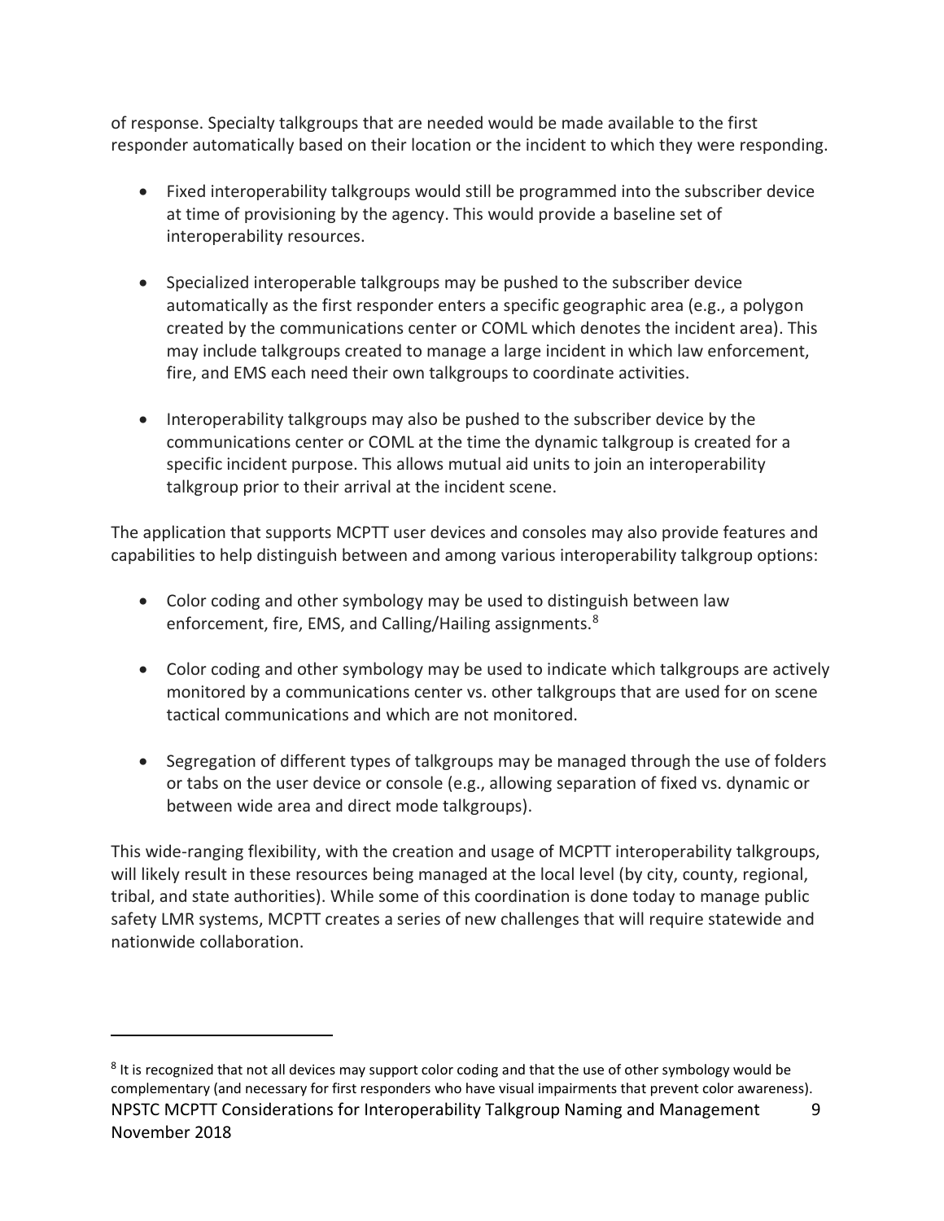of response. Specialty talkgroups that are needed would be made available to the first responder automatically based on their location or the incident to which they were responding.

- Fixed interoperability talkgroups would still be programmed into the subscriber device at time of provisioning by the agency. This would provide a baseline set of interoperability resources.

- Specialized interoperable talkgroups may be pushed to the subscriber device automatically as the first responder enters a specific geographic area (e.g., a polygon created by the communications center or COML which denotes the incident area). This may include talkgroups created to manage a large incident in which law enforcement, fire, and EMS each need their own talkgroups to coordinate activities.

- Interoperability talkgroups may also be pushed to the subscriber device by the communications center or COML at the time the dynamic talkgroup is created for a specific incident purpose. This allows mutual aid units to join an interoperability talkgroup prior to their arrival at the incident scene.

The application that supports MCPTT user devices and consoles may also provide features and capabilities to help distinguish between and among various interoperability talkgroup options:

- Color coding and other symbology may be used to distinguish between law enforcement, fire, EMS, and Calling/Hailing assignments.[8]

- Color coding and other symbology may be used to indicate which talkgroups are actively monitored by a communications center vs. other talkgroups that are used for on scene tactical communications and which are not monitored.

- Segregation of different types of talkgroups may be managed through the use of folders or tabs on the user device or console (e.g., allowing separation of fixed vs. dynamic or between wide area and direct mode talkgroups).

This wide-ranging flexibility, with the creation and usage of MCPTT interoperability talkgroups, will likely result in these resources being managed at the local level (by city, county, regional, tribal, and state authorities). While some of this coordination is done today to manage public safety LMR systems, MCPTT creates a series of new challenges that will require statewide and nationwide collaboration.

---

[8] It is recognized that not all devices may support color coding and that the use of other symbology would be complementary (and necessary for first responders who have visual impairments that prevent color awareness).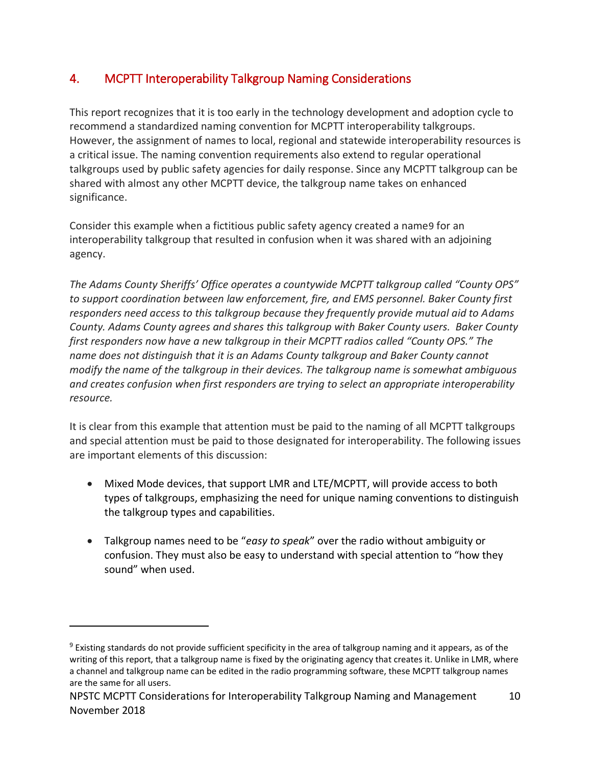## 4. MCPTT Interoperability Talkgroup Naming Considerations

This report recognizes that it is too early in the technology development and adoption cycle to recommend a standardized naming convention for MCPTT interoperability talkgroups. However, the assignment of names to local, regional and statewide interoperability resources is a critical issue. The naming convention requirements also extend to regular operational talkgroups used by public safety agencies for daily response. Since any MCPTT talkgroup can be shared with almost any other MCPTT device, the talkgroup name takes on enhanced significance.

Consider this example when a fictitious public safety agency created a name[9] for an interoperability talkgroup that resulted in confusion when it was shared with an adjoining agency.

*The Adams County Sheriffs' Office operates a countywide MCPTT talkgroup called "County OPS" to support coordination between law enforcement, fire, and EMS personnel. Baker County first responders need access to this talkgroup because they frequently provide mutual aid to Adams County. Adams County agrees and shares this talkgroup with Baker County users. Baker County first responders now have a new talkgroup in their MCPTT radios called "County OPS." The name does not distinguish that it is an Adams County talkgroup and Baker County cannot modify the name of the talkgroup in their devices. The talkgroup name is somewhat ambiguous and creates confusion when first responders are trying to select an appropriate interoperability resource.*

It is clear from this example that attention must be paid to the naming of all MCPTT talkgroups and special attention must be paid to those designated for interoperability. The following issues are important elements of this discussion:

- Mixed Mode devices, that support LMR and LTE/MCPTT, will provide access to both types of talkgroups, emphasizing the need for unique naming conventions to distinguish the talkgroup types and capabilities.
- Talkgroup names need to be "*easy to speak*" over the radio without ambiguity or confusion. They must also be easy to understand with special attention to "how they sound" when used.

---

[9] Existing standards do not provide sufficient specificity in the area of talkgroup naming and it appears, as of the writing of this report, that a talkgroup name is fixed by the originating agency that creates it. Unlike in LMR, where a channel and talkgroup name can be edited in the radio programming software, these MCPTT talkgroup names are the same for all users.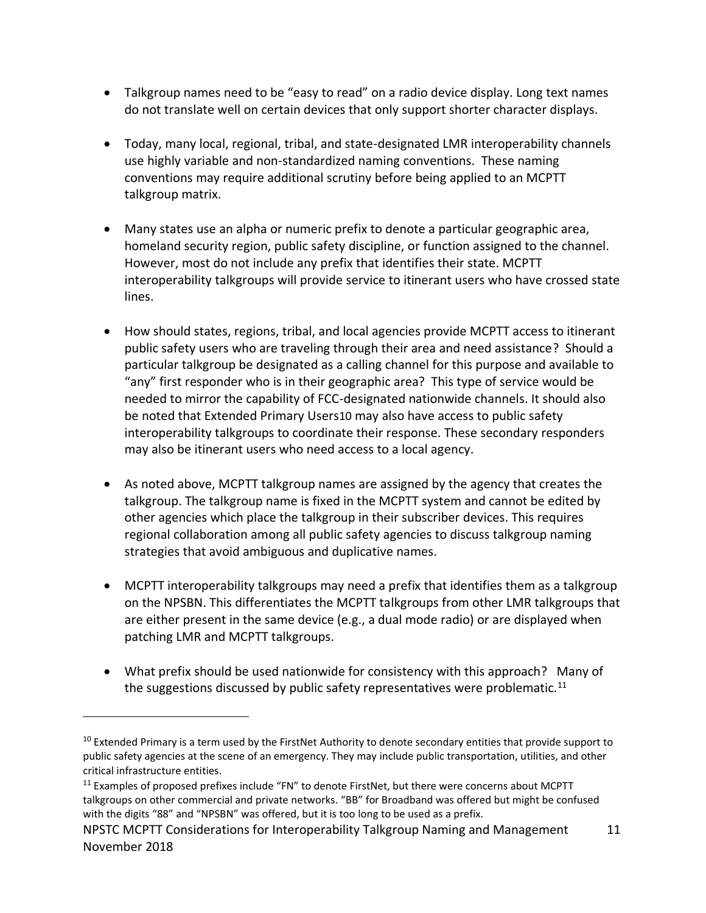- Talkgroup names need to be "easy to read" on a radio device display. Long text names do not translate well on certain devices that only support shorter character displays.

- Today, many local, regional, tribal, and state-designated LMR interoperability channels use highly variable and non-standardized naming conventions. These naming conventions may require additional scrutiny before being applied to an MCPTT talkgroup matrix.

- Many states use an alpha or numeric prefix to denote a particular geographic area, homeland security region, public safety discipline, or function assigned to the channel. However, most do not include any prefix that identifies their state. MCPTT interoperability talkgroups will provide service to itinerant users who have crossed state lines.

- How should states, regions, tribal, and local agencies provide MCPTT access to itinerant public safety users who are traveling through their area and need assistance? Should a particular talkgroup be designated as a calling channel for this purpose and available to "any" first responder who is in their geographic area? This type of service would be needed to mirror the capability of FCC-designated nationwide channels. It should also be noted that Extended Primary Users[10] may also have access to public safety interoperability talkgroups to coordinate their response. These secondary responders may also be itinerant users who need access to a local agency.

- As noted above, MCPTT talkgroup names are assigned by the agency that creates the talkgroup. The talkgroup name is fixed in the MCPTT system and cannot be edited by other agencies which place the talkgroup in their subscriber devices. This requires regional collaboration among all public safety agencies to discuss talkgroup naming strategies that avoid ambiguous and duplicative names.

- MCPTT interoperability talkgroups may need a prefix that identifies them as a talkgroup on the NPSBN. This differentiates the MCPTT talkgroups from other LMR talkgroups that are either present in the same device (e.g., a dual mode radio) or are displayed when patching LMR and MCPTT talkgroups.

- What prefix should be used nationwide for consistency with this approach? Many of the suggestions discussed by public safety representatives were problematic.[11]

---

[10] Extended Primary is a term used by the FirstNet Authority to denote secondary entities that provide support to public safety agencies at the scene of an emergency. They may include public transportation, utilities, and other critical infrastructure entities.

[11] Examples of proposed prefixes include "FN" to denote FirstNet, but there were concerns about MCPTT talkgroups on other commercial and private networks. "BB" for Broadband was offered but might be confused with the digits "88" and "NPSBN" was offered, but it is too long to be used as a prefix.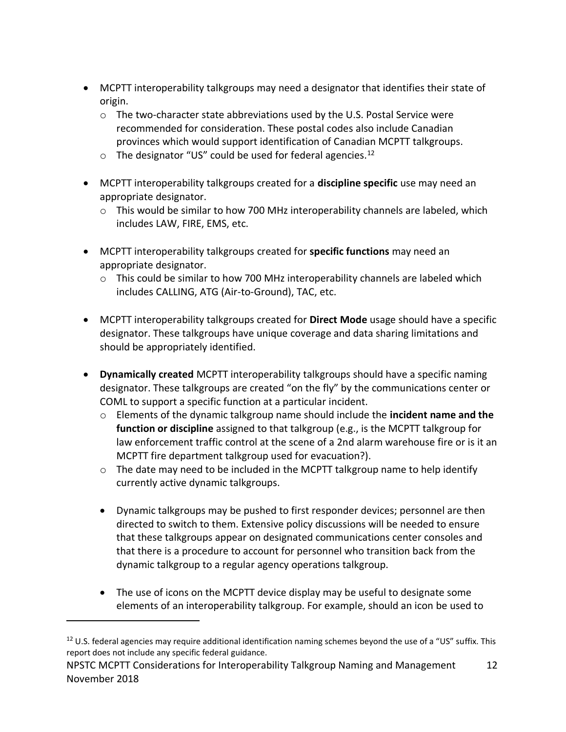- MCPTT interoperability talkgroups may need a designator that identifies their state of origin.
  - The two-character state abbreviations used by the U.S. Postal Service were recommended for consideration. These postal codes also include Canadian provinces which would support identification of Canadian MCPTT talkgroups.
  - The designator "US" could be used for federal agencies.[12]

- MCPTT interoperability talkgroups created for a **discipline specific** use may need an appropriate designator.
  - This would be similar to how 700 MHz interoperability channels are labeled, which includes LAW, FIRE, EMS, etc.

- MCPTT interoperability talkgroups created for **specific functions** may need an appropriate designator.
  - This could be similar to how 700 MHz interoperability channels are labeled which includes CALLING, ATG (Air-to-Ground), TAC, etc.

- MCPTT interoperability talkgroups created for **Direct Mode** usage should have a specific designator. These talkgroups have unique coverage and data sharing limitations and should be appropriately identified.

- **Dynamically created** MCPTT interoperability talkgroups should have a specific naming designator. These talkgroups are created "on the fly" by the communications center or COML to support a specific function at a particular incident.
  - Elements of the dynamic talkgroup name should include the **incident name and the function or discipline** assigned to that talkgroup (e.g., is the MCPTT talkgroup for law enforcement traffic control at the scene of a 2nd alarm warehouse fire or is it an MCPTT fire department talkgroup used for evacuation?).
  - The date may need to be included in the MCPTT talkgroup name to help identify currently active dynamic talkgroups.

  - Dynamic talkgroups may be pushed to first responder devices; personnel are then directed to switch to them. Extensive policy discussions will be needed to ensure that these talkgroups appear on designated communications center consoles and that there is a procedure to account for personnel who transition back from the dynamic talkgroup to a regular agency operations talkgroup.

  - The use of icons on the MCPTT device display may be useful to designate some elements of an interoperability talkgroup. For example, should an icon be used to

[12] U.S. federal agencies may require additional identification naming schemes beyond the use of a "US" suffix. This report does not include any specific federal guidance.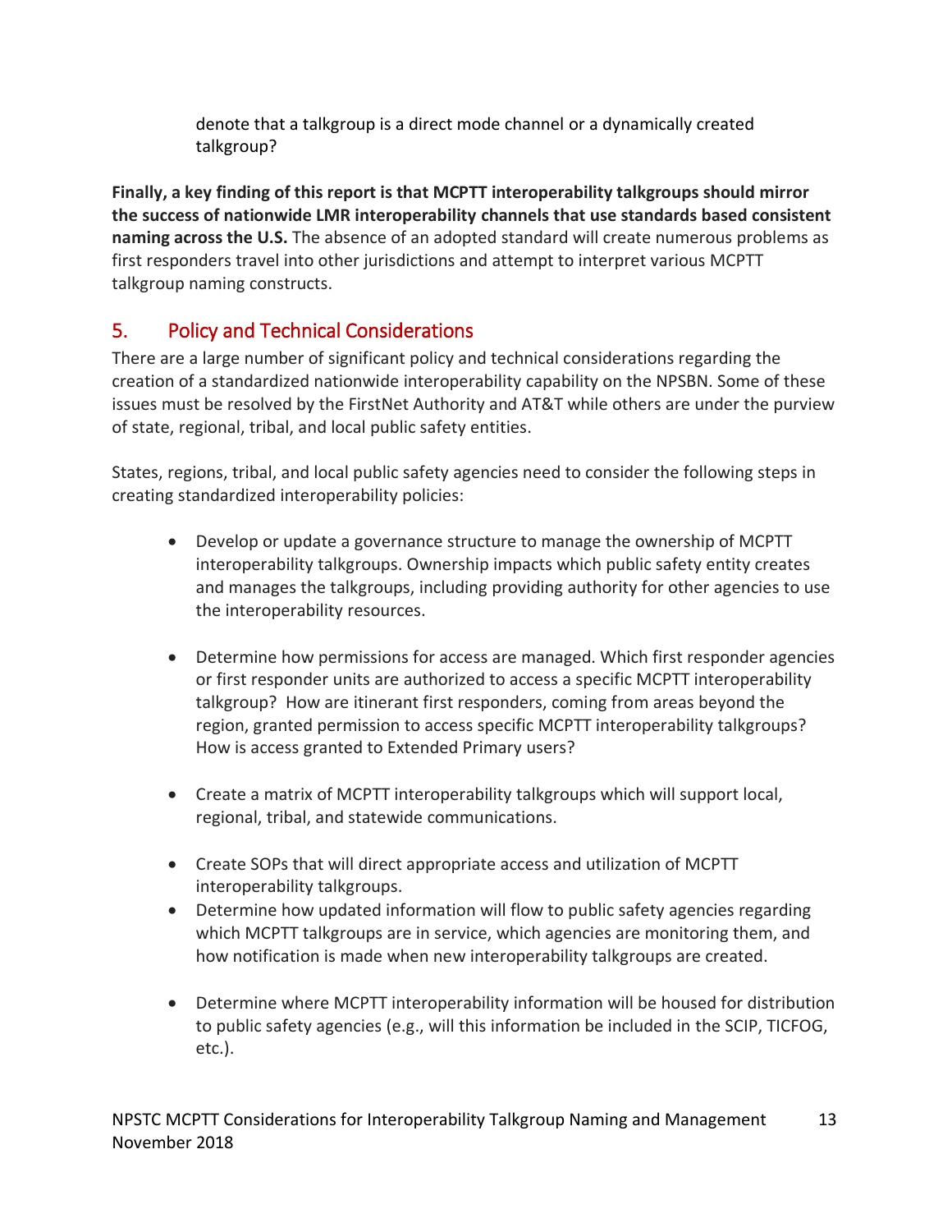denote that a talkgroup is a direct mode channel or a dynamically created talkgroup?

**Finally, a key finding of this report is that MCPTT interoperability talkgroups should mirror the success of nationwide LMR interoperability channels that use standards based consistent naming across the U.S.** The absence of an adopted standard will create numerous problems as first responders travel into other jurisdictions and attempt to interpret various MCPTT talkgroup naming constructs.

## 5. Policy and Technical Considerations

There are a large number of significant policy and technical considerations regarding the creation of a standardized nationwide interoperability capability on the NPSBN. Some of these issues must be resolved by the FirstNet Authority and AT&T while others are under the purview of state, regional, tribal, and local public safety entities.

States, regions, tribal, and local public safety agencies need to consider the following steps in creating standardized interoperability policies:

- Develop or update a governance structure to manage the ownership of MCPTT interoperability talkgroups. Ownership impacts which public safety entity creates and manages the talkgroups, including providing authority for other agencies to use the interoperability resources.
- Determine how permissions for access are managed. Which first responder agencies or first responder units are authorized to access a specific MCPTT interoperability talkgroup? How are itinerant first responders, coming from areas beyond the region, granted permission to access specific MCPTT interoperability talkgroups? How is access granted to Extended Primary users?
- Create a matrix of MCPTT interoperability talkgroups which will support local, regional, tribal, and statewide communications.
- Create SOPs that will direct appropriate access and utilization of MCPTT interoperability talkgroups.
- Determine how updated information will flow to public safety agencies regarding which MCPTT talkgroups are in service, which agencies are monitoring them, and how notification is made when new interoperability talkgroups are created.
- Determine where MCPTT interoperability information will be housed for distribution to public safety agencies (e.g., will this information be included in the SCIP, TICFOG, etc.).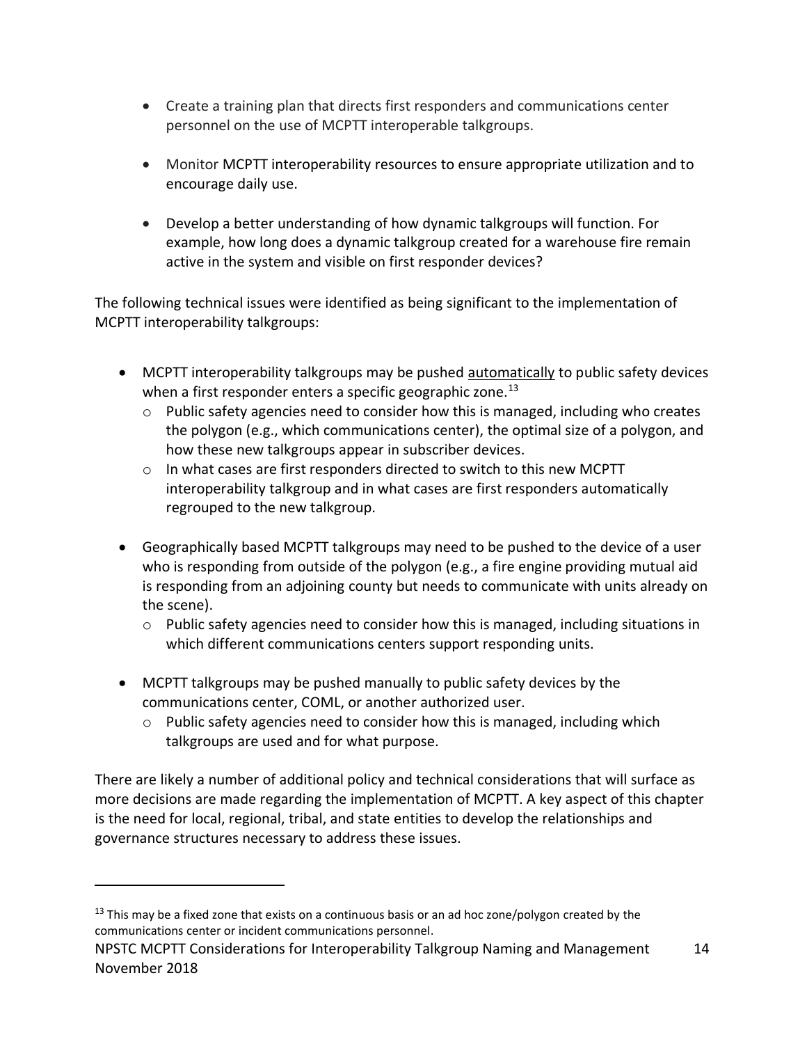- Create a training plan that directs first responders and communications center personnel on the use of MCPTT interoperable talkgroups.

- Monitor MCPTT interoperability resources to ensure appropriate utilization and to encourage daily use.

- Develop a better understanding of how dynamic talkgroups will function. For example, how long does a dynamic talkgroup created for a warehouse fire remain active in the system and visible on first responder devices?

The following technical issues were identified as being significant to the implementation of MCPTT interoperability talkgroups:

- MCPTT interoperability talkgroups may be pushed automatically to public safety devices when a first responder enters a specific geographic zone.[13]
  - Public safety agencies need to consider how this is managed, including who creates the polygon (e.g., which communications center), the optimal size of a polygon, and how these new talkgroups appear in subscriber devices.
  - In what cases are first responders directed to switch to this new MCPTT interoperability talkgroup and in what cases are first responders automatically regrouped to the new talkgroup.

- Geographically based MCPTT talkgroups may need to be pushed to the device of a user who is responding from outside of the polygon (e.g., a fire engine providing mutual aid is responding from an adjoining county but needs to communicate with units already on the scene).
  - Public safety agencies need to consider how this is managed, including situations in which different communications centers support responding units.

- MCPTT talkgroups may be pushed manually to public safety devices by the communications center, COML, or another authorized user.
  - Public safety agencies need to consider how this is managed, including which talkgroups are used and for what purpose.

There are likely a number of additional policy and technical considerations that will surface as more decisions are made regarding the implementation of MCPTT. A key aspect of this chapter is the need for local, regional, tribal, and state entities to develop the relationships and governance structures necessary to address these issues.

---

[13] This may be a fixed zone that exists on a continuous basis or an ad hoc zone/polygon created by the communications center or incident communications personnel.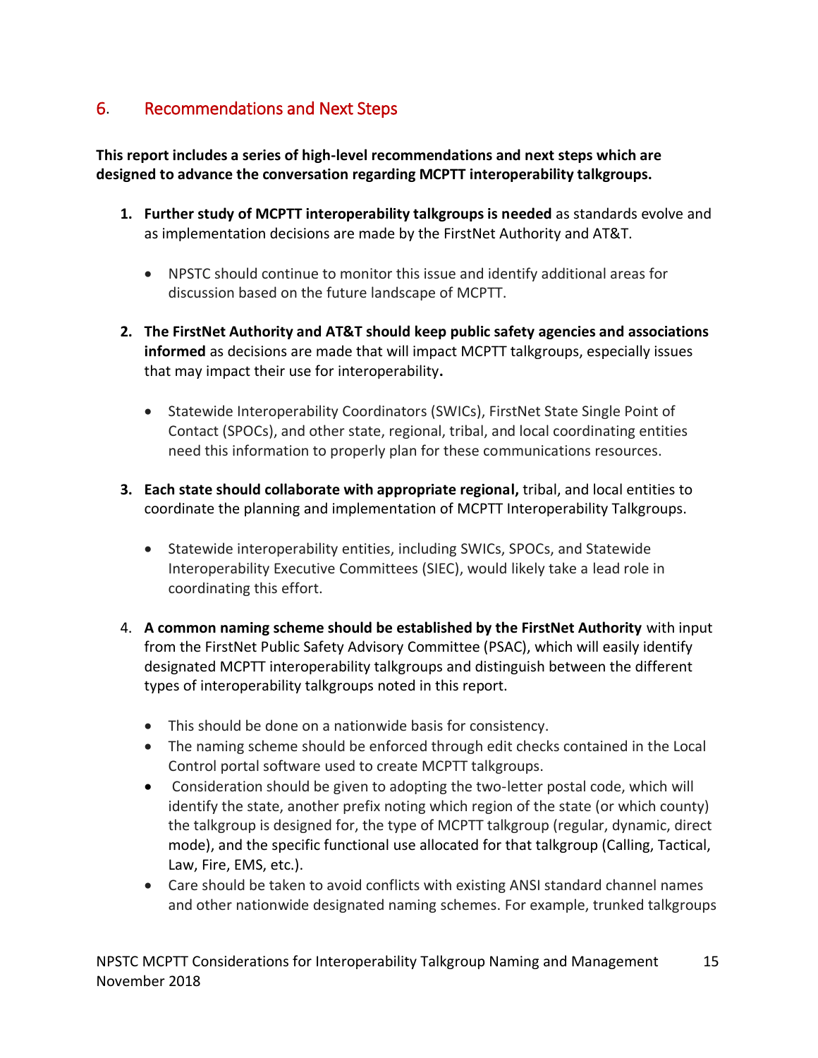## 6. Recommendations and Next Steps

**This report includes a series of high-level recommendations and next steps which are designed to advance the conversation regarding MCPTT interoperability talkgroups.**

1. **Further study of MCPTT interoperability talkgroups is needed** as standards evolve and as implementation decisions are made by the FirstNet Authority and AT&T.
    - NPSTC should continue to monitor this issue and identify additional areas for discussion based on the future landscape of MCPTT.
2. **The FirstNet Authority and AT&T should keep public safety agencies and associations informed** as decisions are made that will impact MCPTT talkgroups, especially issues that may impact their use for interoperability**.**
    - Statewide Interoperability Coordinators (SWICs), FirstNet State Single Point of Contact (SPOCs), and other state, regional, tribal, and local coordinating entities need this information to properly plan for these communications resources.
3. **Each state should collaborate with appropriate regional,** tribal, and local entities to coordinate the planning and implementation of MCPTT Interoperability Talkgroups.
    - Statewide interoperability entities, including SWICs, SPOCs, and Statewide Interoperability Executive Committees (SIEC), would likely take a lead role in coordinating this effort.
4. **A common naming scheme should be established by the FirstNet Authority** with input from the FirstNet Public Safety Advisory Committee (PSAC), which will easily identify designated MCPTT interoperability talkgroups and distinguish between the different types of interoperability talkgroups noted in this report.
    - This should be done on a nationwide basis for consistency.
    - The naming scheme should be enforced through edit checks contained in the Local Control portal software used to create MCPTT talkgroups.
    - Consideration should be given to adopting the two-letter postal code, which will identify the state, another prefix noting which region of the state (or which county) the talkgroup is designed for, the type of MCPTT talkgroup (regular, dynamic, direct mode), and the specific functional use allocated for that talkgroup (Calling, Tactical, Law, Fire, EMS, etc.).
    - Care should be taken to avoid conflicts with existing ANSI standard channel names and other nationwide designated naming schemes. For example, trunked talkgroups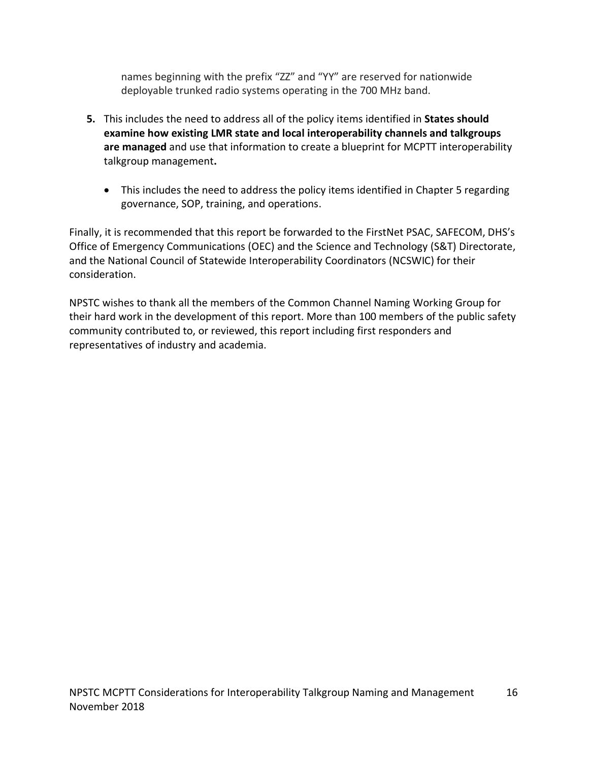names beginning with the prefix "ZZ" and "YY" are reserved for nationwide deployable trunked radio systems operating in the 700 MHz band.

5. This includes the need to address all of the policy items identified in **States should examine how existing LMR state and local interoperability channels and talkgroups are managed** and use that information to create a blueprint for MCPTT interoperability talkgroup management**.**

   - This includes the need to address the policy items identified in Chapter 5 regarding governance, SOP, training, and operations.

Finally, it is recommended that this report be forwarded to the FirstNet PSAC, SAFECOM, DHS's Office of Emergency Communications (OEC) and the Science and Technology (S&T) Directorate, and the National Council of Statewide Interoperability Coordinators (NCSWIC) for their consideration.

NPSTC wishes to thank all the members of the Common Channel Naming Working Group for their hard work in the development of this report. More than 100 members of the public safety community contributed to, or reviewed, this report including first responders and representatives of industry and academia.